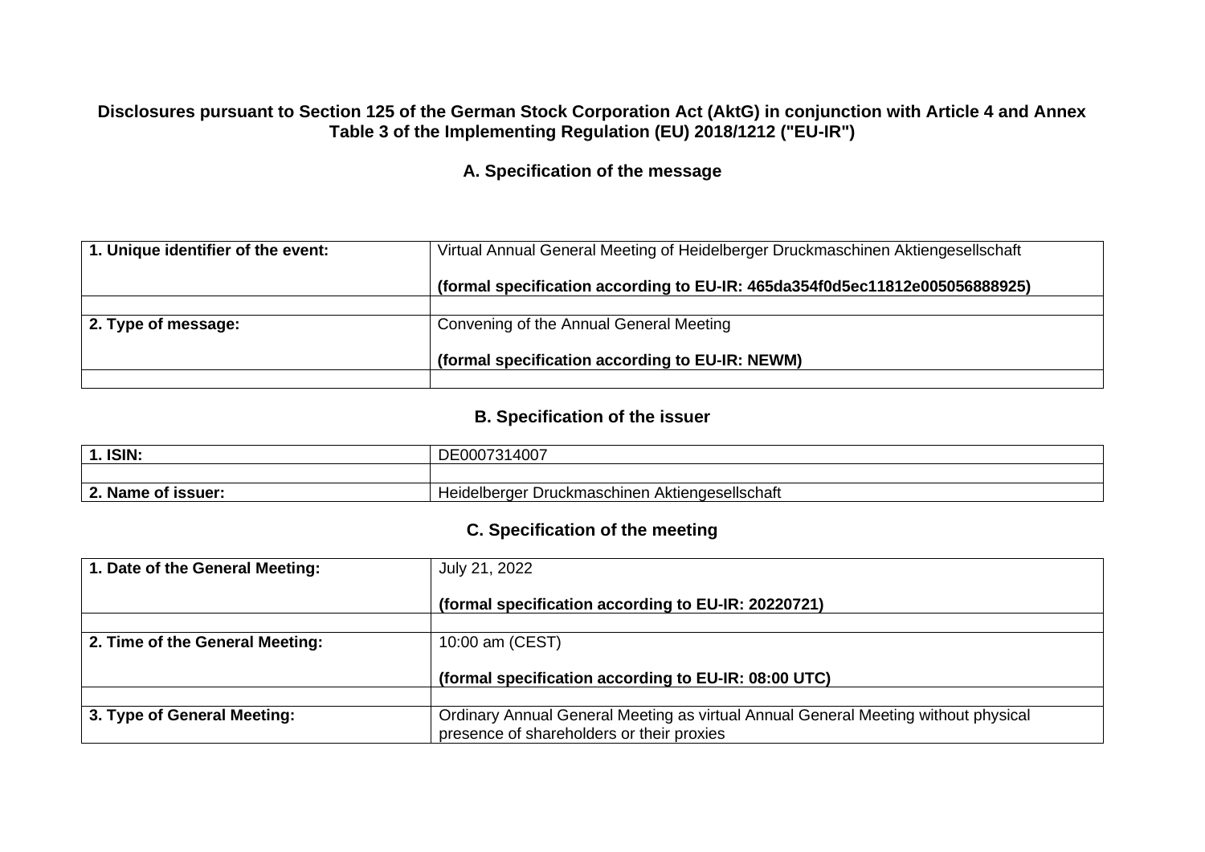**Disclosures pursuant to Section 125 of the German Stock Corporation Act (AktG) in conjunction with Article 4 and Annex Table 3 of the Implementing Regulation (EU) 2018/1212 ("EU-IR")**

## A. Specification of the message

| | |
|---|---|
| **1. Unique identifier of the event:** | Virtual Annual General Meeting of Heidelberger Druckmaschinen Aktiengesellschaft<br><br>**(formal specification according to EU-IR: 465da354f0d5ec11812e005056888925)** |
| | |
| **2. Type of message:** | Convening of the Annual General Meeting<br><br>**(formal specification according to EU-IR: NEWM)** |
| | |

## B. Specification of the issuer

| | |
|---|---|
| **1. ISIN:** | DE0007314007 |
| | |
| **2. Name of issuer:** | Heidelberger Druckmaschinen Aktiengesellschaft |

## C. Specification of the meeting

| | |
|---|---|
| **1. Date of the General Meeting:** | July 21, 2022<br><br>**(formal specification according to EU-IR: 20220721)** |
| | |
| **2. Time of the General Meeting:** | 10:00 am (CEST)<br><br>**(formal specification according to EU-IR: 08:00 UTC)** |
| | |
| **3. Type of General Meeting:** | Ordinary Annual General Meeting as virtual Annual General Meeting without physical presence of shareholders or their proxies |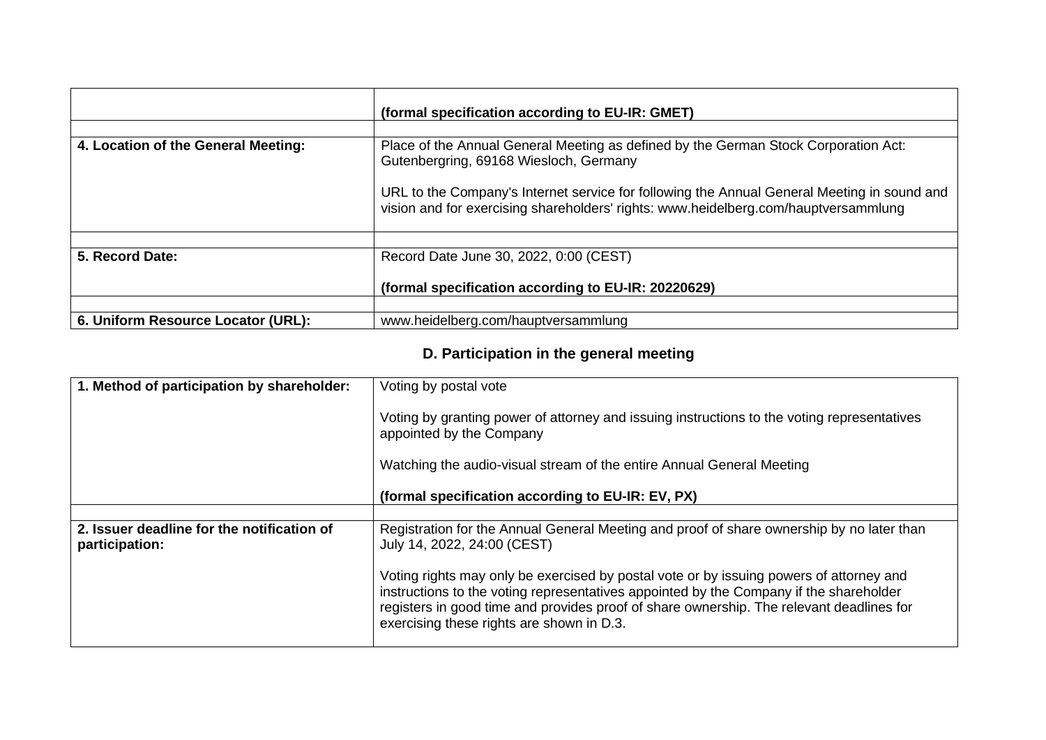| | |
|---|---|
| | **(formal specification according to EU-IR: GMET)** |
| | |
| **4. Location of the General Meeting:** | Place of the Annual General Meeting as defined by the German Stock Corporation Act: Gutenbergring, 69168 Wiesloch, Germany<br><br>URL to the Company's Internet service for following the Annual General Meeting in sound and vision and for exercising shareholders' rights: www.heidelberg.com/hauptversammlung |
| | |
| **5. Record Date:** | Record Date June 30, 2022, 0:00 (CEST)<br><br>**(formal specification according to EU-IR: 20220629)** |
| | |
| **6. Uniform Resource Locator (URL):** | www.heidelberg.com/hauptversammlung |

## D. Participation in the general meeting

| | |
|---|---|
| **1. Method of participation by shareholder:** | Voting by postal vote<br><br>Voting by granting power of attorney and issuing instructions to the voting representatives appointed by the Company<br><br>Watching the audio-visual stream of the entire Annual General Meeting<br><br>**(formal specification according to EU-IR: EV, PX)** |
| | |
| **2. Issuer deadline for the notification of participation:** | Registration for the Annual General Meeting and proof of share ownership by no later than July 14, 2022, 24:00 (CEST)<br><br>Voting rights may only be exercised by postal vote or by issuing powers of attorney and instructions to the voting representatives appointed by the Company if the shareholder registers in good time and provides proof of share ownership. The relevant deadlines for exercising these rights are shown in D.3. |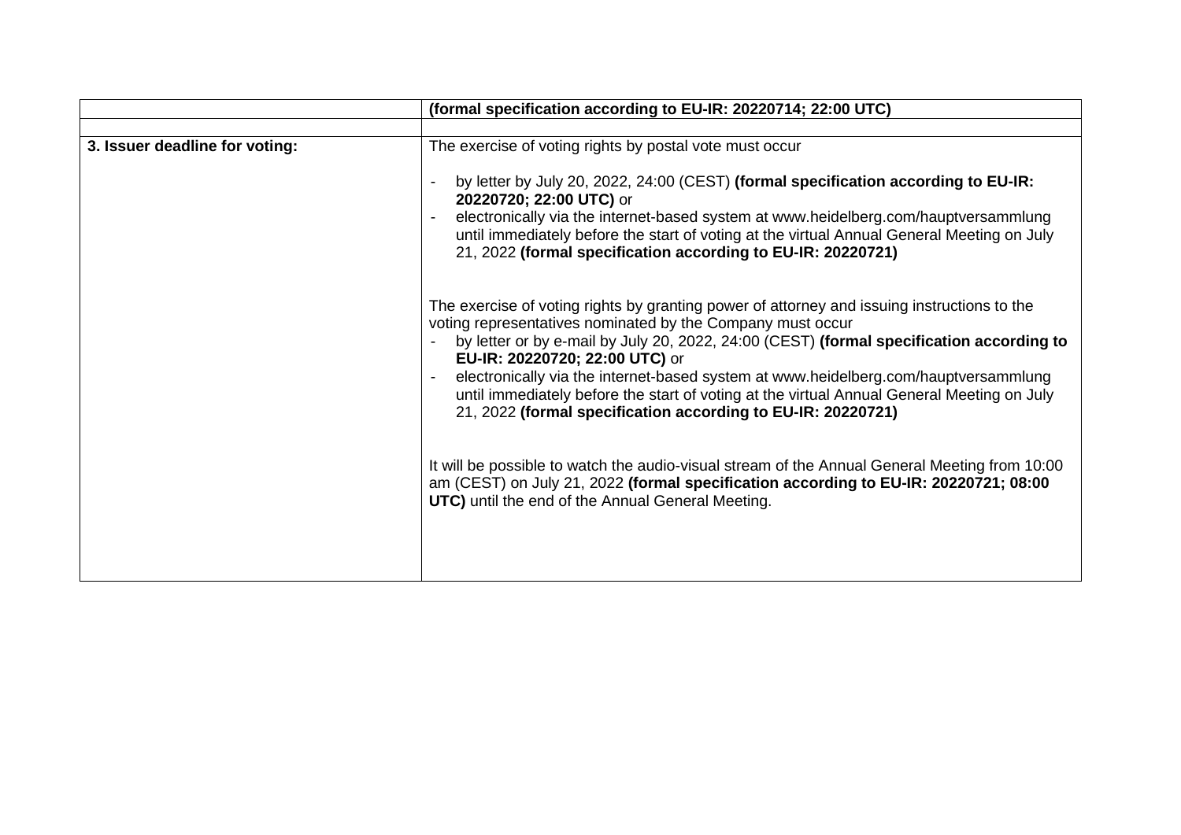| | |
|---|---|
| | **(formal specification according to EU-IR: 20220714; 22:00 UTC)** |
| | |
| **3. Issuer deadline for voting:** | The exercise of voting rights by postal vote must occur<br><br>- by letter by July 20, 2022, 24:00 (CEST) **(formal specification according to EU-IR: 20220720; 22:00 UTC)** or<br>- electronically via the internet-based system at www.heidelberg.com/hauptversammlung until immediately before the start of voting at the virtual Annual General Meeting on July 21, 2022 **(formal specification according to EU-IR: 20220721)**<br><br>The exercise of voting rights by granting power of attorney and issuing instructions to the voting representatives nominated by the Company must occur<br>- by letter or by e-mail by July 20, 2022, 24:00 (CEST) **(formal specification according to EU-IR: 20220720; 22:00 UTC)** or<br>- electronically via the internet-based system at www.heidelberg.com/hauptversammlung until immediately before the start of voting at the virtual Annual General Meeting on July 21, 2022 **(formal specification according to EU-IR: 20220721)**<br><br>It will be possible to watch the audio-visual stream of the Annual General Meeting from 10:00 am (CEST) on July 21, 2022 **(formal specification according to EU-IR: 20220721; 08:00 UTC)** until the end of the Annual General Meeting. |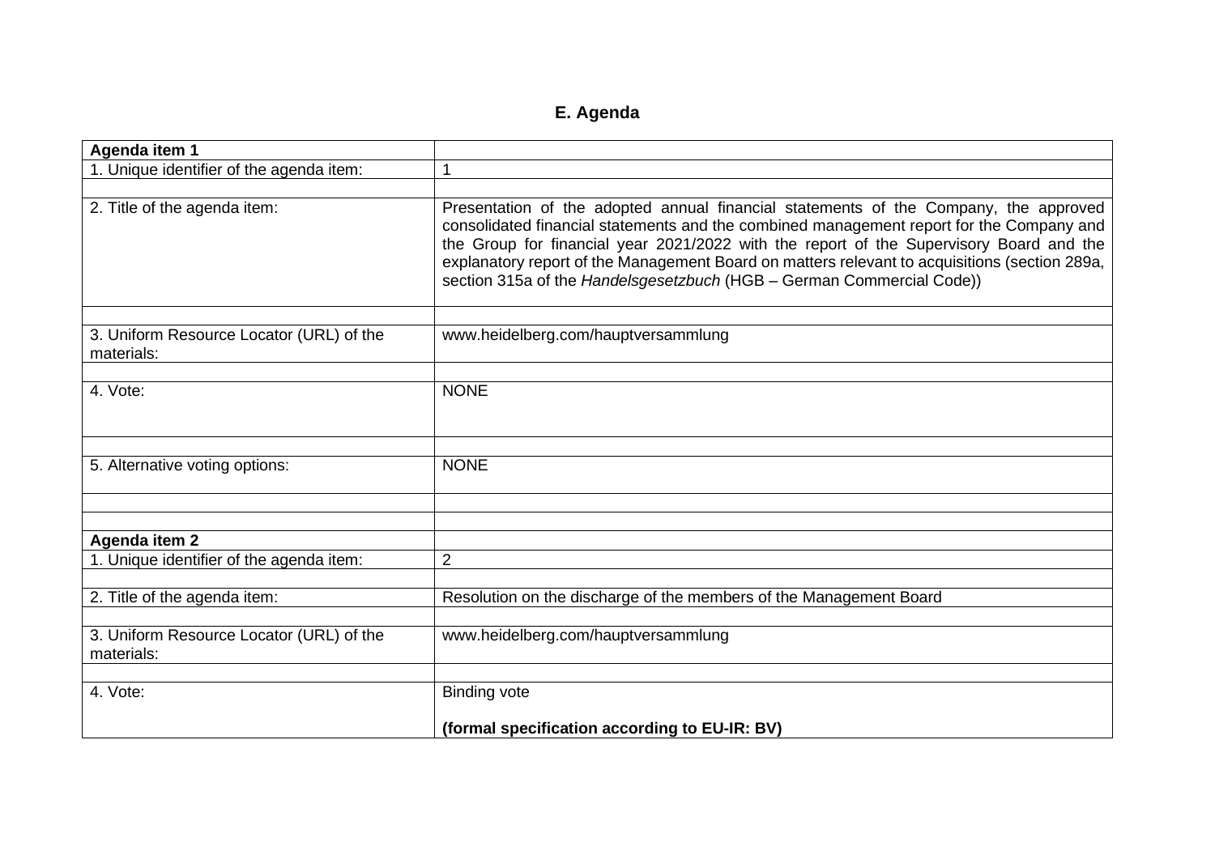## E. Agenda

| **Agenda item 1** | |
|---|---|
| 1. Unique identifier of the agenda item: | 1 |
| | |
| 2. Title of the agenda item: | Presentation of the adopted annual financial statements of the Company, the approved consolidated financial statements and the combined management report for the Company and the Group for financial year 2021/2022 with the report of the Supervisory Board and the explanatory report of the Management Board on matters relevant to acquisitions (section 289a, section 315a of the *Handelsgesetzbuch* (HGB – German Commercial Code)) |
| | |
| 3. Uniform Resource Locator (URL) of the materials: | www.heidelberg.com/hauptversammlung |
| | |
| 4. Vote: | NONE |
| | |
| 5. Alternative voting options: | NONE |
| | |
| | |
| **Agenda item 2** | |
| 1. Unique identifier of the agenda item: | 2 |
| | |
| 2. Title of the agenda item: | Resolution on the discharge of the members of the Management Board |
| | |
| 3. Uniform Resource Locator (URL) of the materials: | www.heidelberg.com/hauptversammlung |
| | |
| 4. Vote: | Binding vote<br><br>**(formal specification according to EU-IR: BV)** |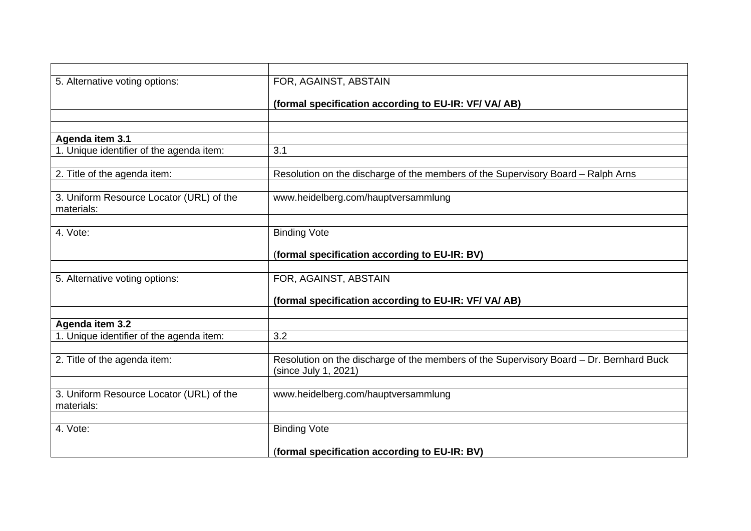| | |
|---|---|
| 5. Alternative voting options: | FOR, AGAINST, ABSTAIN<br><br>**(formal specification according to EU-IR: VF/ VA/ AB)** |
| | |
| | |
| **Agenda item 3.1** | |
| 1. Unique identifier of the agenda item: | 3.1 |
| | |
| 2. Title of the agenda item: | Resolution on the discharge of the members of the Supervisory Board – Ralph Arns |
| | |
| 3. Uniform Resource Locator (URL) of the materials: | www.heidelberg.com/hauptversammlung |
| | |
| 4. Vote: | Binding Vote<br><br>(**formal specification according to EU-IR: BV)** |
| | |
| 5. Alternative voting options: | FOR, AGAINST, ABSTAIN<br><br>**(formal specification according to EU-IR: VF/ VA/ AB)** |
| | |
| **Agenda item 3.2** | |
| 1. Unique identifier of the agenda item: | 3.2 |
| | |
| 2. Title of the agenda item: | Resolution on the discharge of the members of the Supervisory Board – Dr. Bernhard Buck (since July 1, 2021) |
| | |
| 3. Uniform Resource Locator (URL) of the materials: | www.heidelberg.com/hauptversammlung |
| | |
| 4. Vote: | Binding Vote<br><br>(**formal specification according to EU-IR: BV)** |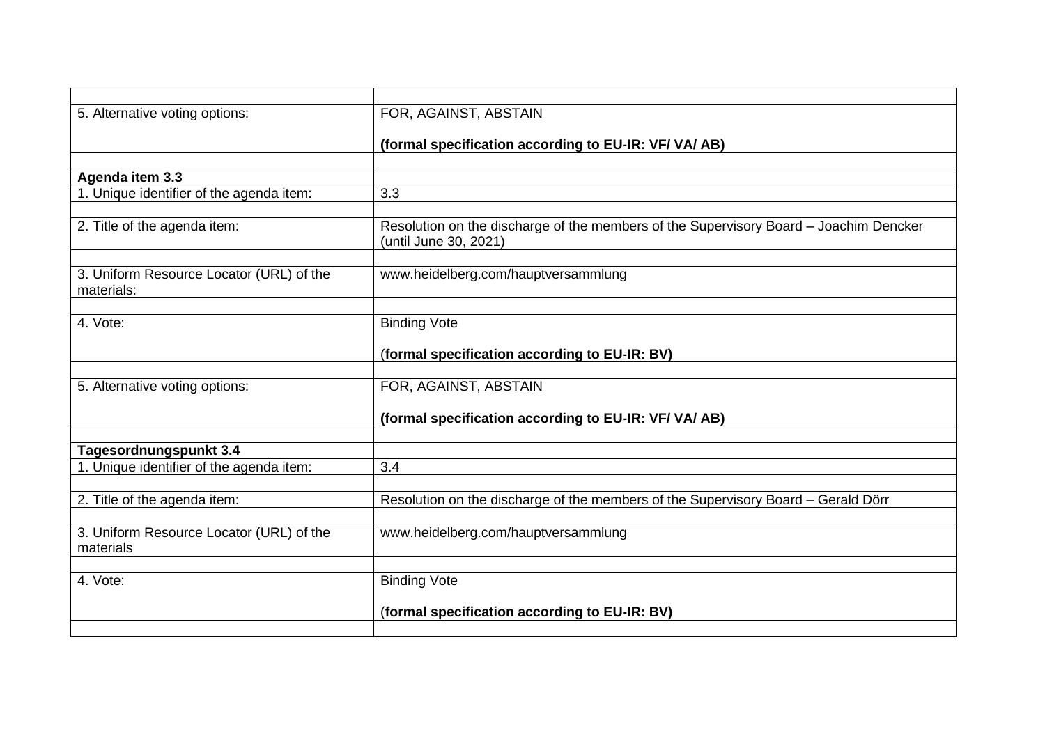| | |
|---|---|
| 5. Alternative voting options: | FOR, AGAINST, ABSTAIN<br><br>**(formal specification according to EU-IR: VF/ VA/ AB)** |
| | |
| **Agenda item 3.3** | |
| 1. Unique identifier of the agenda item: | 3.3 |
| | |
| 2. Title of the agenda item: | Resolution on the discharge of the members of the Supervisory Board – Joachim Dencker (until June 30, 2021) |
| | |
| 3. Uniform Resource Locator (URL) of the materials: | www.heidelberg.com/hauptversammlung |
| | |
| 4. Vote: | Binding Vote<br><br>(**formal specification according to EU-IR: BV)** |
| | |
| 5. Alternative voting options: | FOR, AGAINST, ABSTAIN<br><br>**(formal specification according to EU-IR: VF/ VA/ AB)** |
| | |
| **Tagesordnungspunkt 3.4** | |
| 1. Unique identifier of the agenda item: | 3.4 |
| | |
| 2. Title of the agenda item: | Resolution on the discharge of the members of the Supervisory Board – Gerald Dörr |
| | |
| 3. Uniform Resource Locator (URL) of the materials | www.heidelberg.com/hauptversammlung |
| | |
| 4. Vote: | Binding Vote<br><br>(**formal specification according to EU-IR: BV)** |
| | |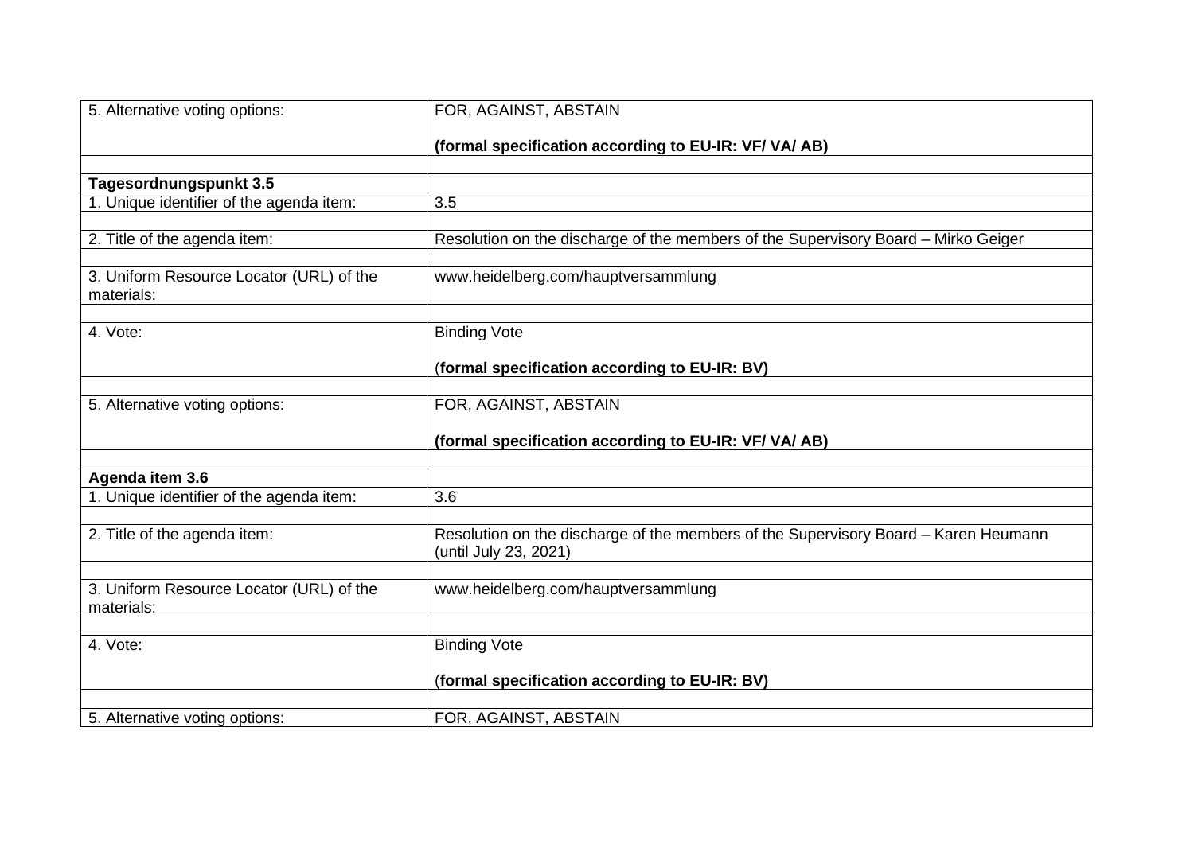| | |
|---|---|
| 5. Alternative voting options: | FOR, AGAINST, ABSTAIN<br><br>**(formal specification according to EU-IR: VF/ VA/ AB)** |
| | |
| **Tagesordnungspunkt 3.5** | |
| 1. Unique identifier of the agenda item: | 3.5 |
| | |
| 2. Title of the agenda item: | Resolution on the discharge of the members of the Supervisory Board – Mirko Geiger |
| | |
| 3. Uniform Resource Locator (URL) of the materials: | www.heidelberg.com/hauptversammlung |
| | |
| 4. Vote: | Binding Vote<br><br>(**formal specification according to EU-IR: BV)** |
| | |
| 5. Alternative voting options: | FOR, AGAINST, ABSTAIN<br><br>**(formal specification according to EU-IR: VF/ VA/ AB)** |
| | |
| **Agenda item 3.6** | |
| 1. Unique identifier of the agenda item: | 3.6 |
| | |
| 2. Title of the agenda item: | Resolution on the discharge of the members of the Supervisory Board – Karen Heumann (until July 23, 2021) |
| | |
| 3. Uniform Resource Locator (URL) of the materials: | www.heidelberg.com/hauptversammlung |
| | |
| 4. Vote: | Binding Vote<br><br>(**formal specification according to EU-IR: BV)** |
| | |
| 5. Alternative voting options: | FOR, AGAINST, ABSTAIN |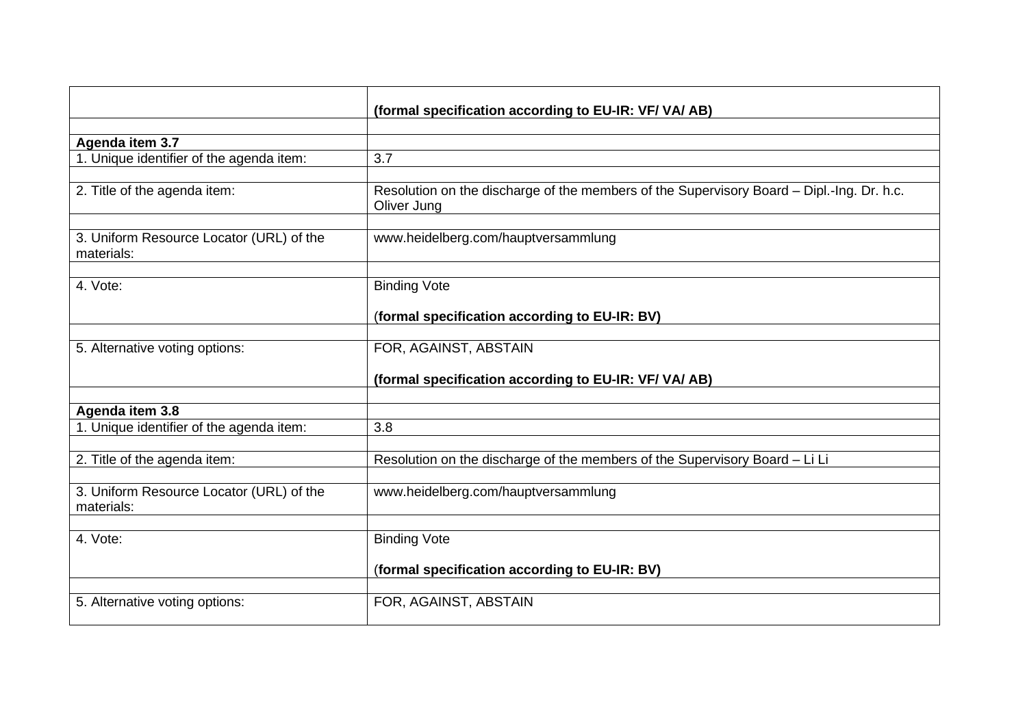| | |
|---|---|
| | **(formal specification according to EU-IR: VF/ VA/ AB)** |
| | |
| **Agenda item 3.7** | |
| 1. Unique identifier of the agenda item: | 3.7 |
| | |
| 2. Title of the agenda item: | Resolution on the discharge of the members of the Supervisory Board – Dipl.-Ing. Dr. h.c. Oliver Jung |
| | |
| 3. Uniform Resource Locator (URL) of the materials: | www.heidelberg.com/hauptversammlung |
| | |
| 4. Vote: | Binding Vote<br><br>(**formal specification according to EU-IR: BV)** |
| | |
| 5. Alternative voting options: | FOR, AGAINST, ABSTAIN<br><br>**(formal specification according to EU-IR: VF/ VA/ AB)** |
| | |
| **Agenda item 3.8** | |
| 1. Unique identifier of the agenda item: | 3.8 |
| | |
| 2. Title of the agenda item: | Resolution on the discharge of the members of the Supervisory Board – Li Li |
| | |
| 3. Uniform Resource Locator (URL) of the materials: | www.heidelberg.com/hauptversammlung |
| | |
| 4. Vote: | Binding Vote<br><br>(**formal specification according to EU-IR: BV)** |
| | |
| 5. Alternative voting options: | FOR, AGAINST, ABSTAIN |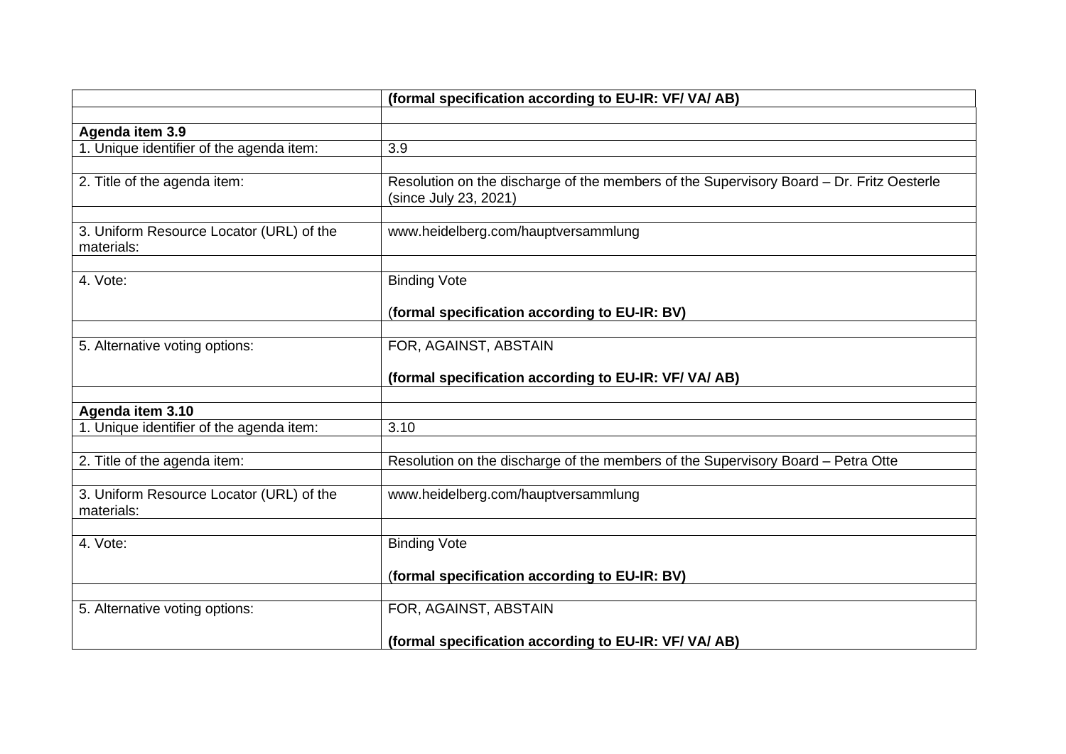| | **(formal specification according to EU-IR: VF/ VA/ AB)** |
|---|---|
| | |
| **Agenda item 3.9** | |
| 1. Unique identifier of the agenda item: | 3.9 |
| | |
| 2. Title of the agenda item: | Resolution on the discharge of the members of the Supervisory Board – Dr. Fritz Oesterle (since July 23, 2021) |
| | |
| 3. Uniform Resource Locator (URL) of the materials: | www.heidelberg.com/hauptversammlung |
| | |
| 4. Vote: | Binding Vote<br><br>(**formal specification according to EU-IR: BV)** |
| | |
| 5. Alternative voting options: | FOR, AGAINST, ABSTAIN<br><br>**(formal specification according to EU-IR: VF/ VA/ AB)** |
| | |
| **Agenda item 3.10** | |
| 1. Unique identifier of the agenda item: | 3.10 |
| | |
| 2. Title of the agenda item: | Resolution on the discharge of the members of the Supervisory Board – Petra Otte |
| | |
| 3. Uniform Resource Locator (URL) of the materials: | www.heidelberg.com/hauptversammlung |
| | |
| 4. Vote: | Binding Vote<br><br>(**formal specification according to EU-IR: BV)** |
| | |
| 5. Alternative voting options: | FOR, AGAINST, ABSTAIN<br><br>**(formal specification according to EU-IR: VF/ VA/ AB)** |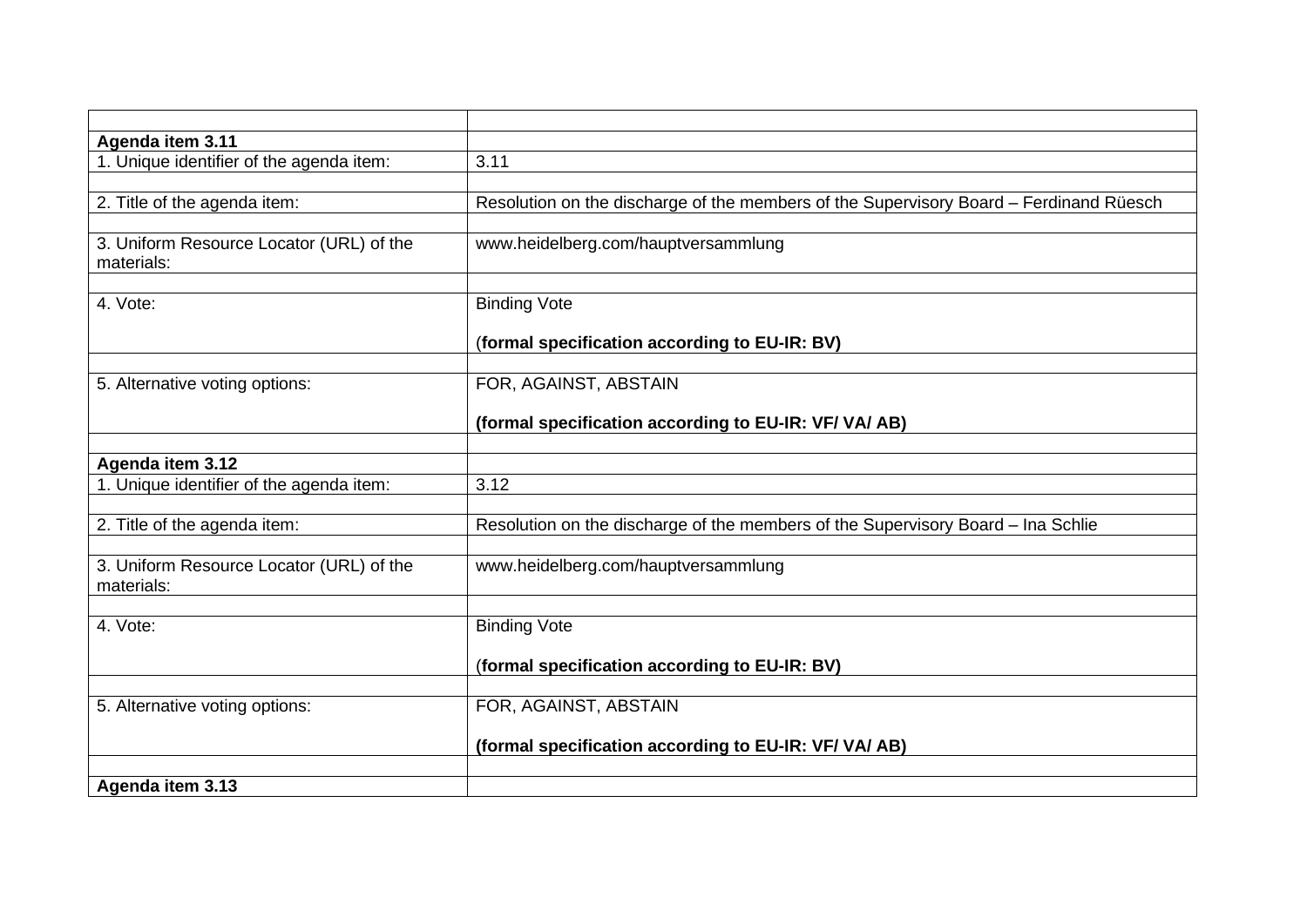| | |
|---|---|
| **Agenda item 3.11** | |
| 1. Unique identifier of the agenda item: | 3.11 |
| | |
| 2. Title of the agenda item: | Resolution on the discharge of the members of the Supervisory Board – Ferdinand Rüesch |
| | |
| 3. Uniform Resource Locator (URL) of the materials: | www.heidelberg.com/hauptversammlung |
| | |
| 4. Vote: | Binding Vote<br><br>(**formal specification according to EU-IR: BV)** |
| | |
| 5. Alternative voting options: | FOR, AGAINST, ABSTAIN<br><br>**(formal specification according to EU-IR: VF/ VA/ AB)** |
| | |
| **Agenda item 3.12** | |
| 1. Unique identifier of the agenda item: | 3.12 |
| | |
| 2. Title of the agenda item: | Resolution on the discharge of the members of the Supervisory Board – Ina Schlie |
| | |
| 3. Uniform Resource Locator (URL) of the materials: | www.heidelberg.com/hauptversammlung |
| | |
| 4. Vote: | Binding Vote<br><br>(**formal specification according to EU-IR: BV)** |
| | |
| 5. Alternative voting options: | FOR, AGAINST, ABSTAIN<br><br>**(formal specification according to EU-IR: VF/ VA/ AB)** |
| | |
| **Agenda item 3.13** | |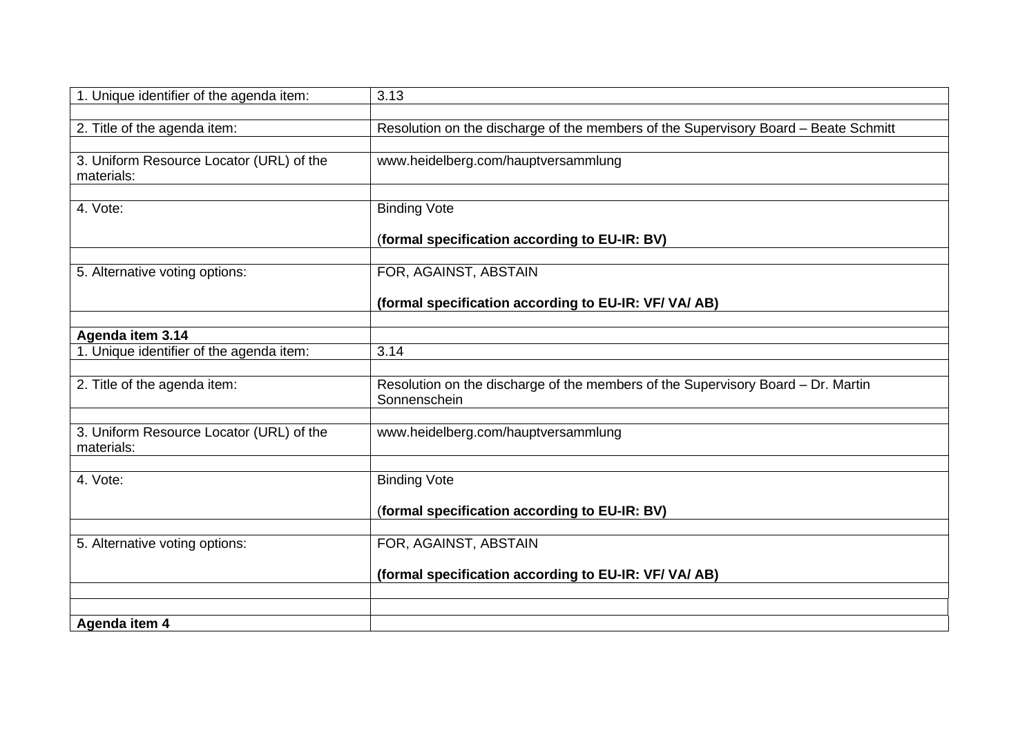| 1. Unique identifier of the agenda item: | 3.13 |
|---|---|
| | |
| 2. Title of the agenda item: | Resolution on the discharge of the members of the Supervisory Board – Beate Schmitt |
| | |
| 3. Uniform Resource Locator (URL) of the materials: | www.heidelberg.com/hauptversammlung |
| | |
| 4. Vote: | Binding Vote<br><br>(**formal specification according to EU-IR: BV)** |
| | |
| 5. Alternative voting options: | FOR, AGAINST, ABSTAIN<br><br>**(formal specification according to EU-IR: VF/ VA/ AB)** |
| | |
| **Agenda item 3.14** | |
| 1. Unique identifier of the agenda item: | 3.14 |
| | |
| 2. Title of the agenda item: | Resolution on the discharge of the members of the Supervisory Board – Dr. Martin Sonnenschein |
| | |
| 3. Uniform Resource Locator (URL) of the materials: | www.heidelberg.com/hauptversammlung |
| | |
| 4. Vote: | Binding Vote<br><br>(**formal specification according to EU-IR: BV)** |
| | |
| 5. Alternative voting options: | FOR, AGAINST, ABSTAIN<br><br>**(formal specification according to EU-IR: VF/ VA/ AB)** |
| | |
| | |
| **Agenda item 4** | |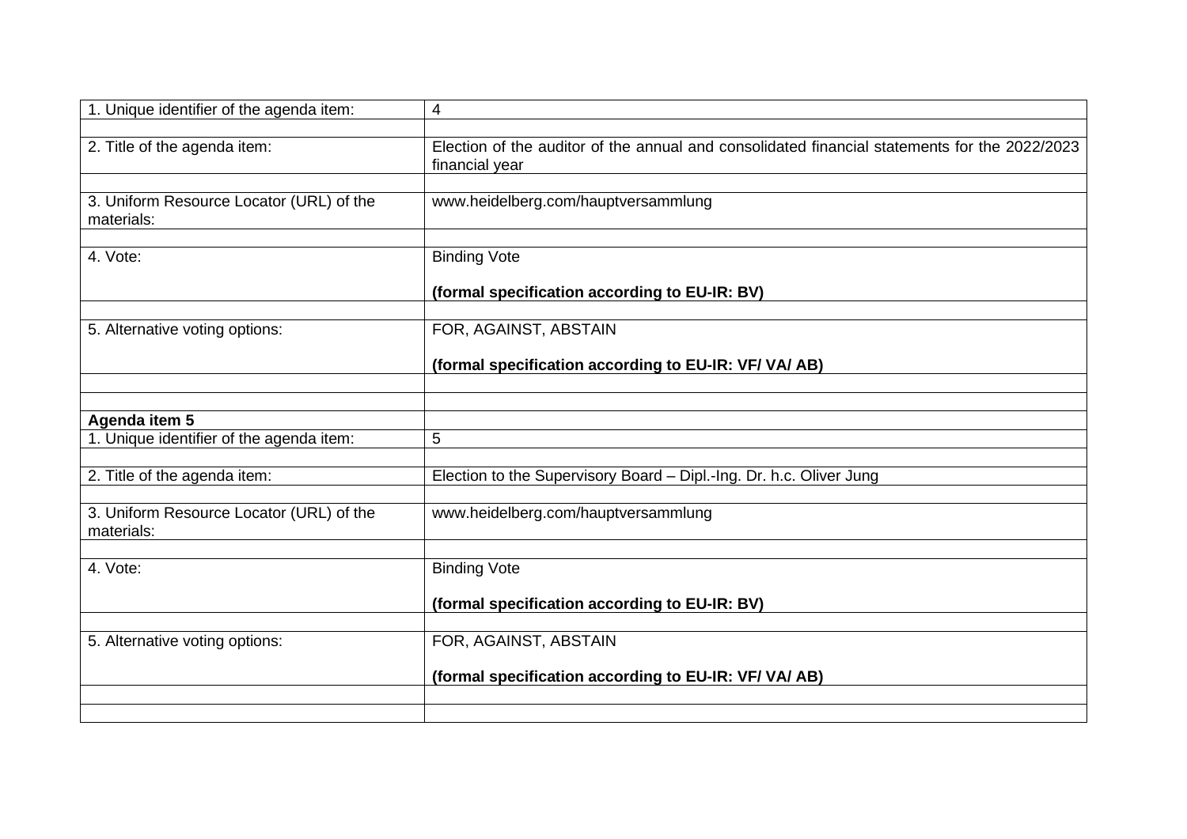| | |
|---|---|
| 1. Unique identifier of the agenda item: | 4 |
| | |
| 2. Title of the agenda item: | Election of the auditor of the annual and consolidated financial statements for the 2022/2023 financial year |
| | |
| 3. Uniform Resource Locator (URL) of the materials: | www.heidelberg.com/hauptversammlung |
| | |
| 4. Vote: | Binding Vote<br><br>**(formal specification according to EU-IR: BV)** |
| | |
| 5. Alternative voting options: | FOR, AGAINST, ABSTAIN<br><br>**(formal specification according to EU-IR: VF/ VA/ AB)** |
| | |
| | |
| **Agenda item 5** | |
| 1. Unique identifier of the agenda item: | 5 |
| | |
| 2. Title of the agenda item: | Election to the Supervisory Board – Dipl.-Ing. Dr. h.c. Oliver Jung |
| | |
| 3. Uniform Resource Locator (URL) of the materials: | www.heidelberg.com/hauptversammlung |
| | |
| 4. Vote: | Binding Vote<br><br>**(formal specification according to EU-IR: BV)** |
| | |
| 5. Alternative voting options: | FOR, AGAINST, ABSTAIN<br><br>**(formal specification according to EU-IR: VF/ VA/ AB)** |
| | |
| | |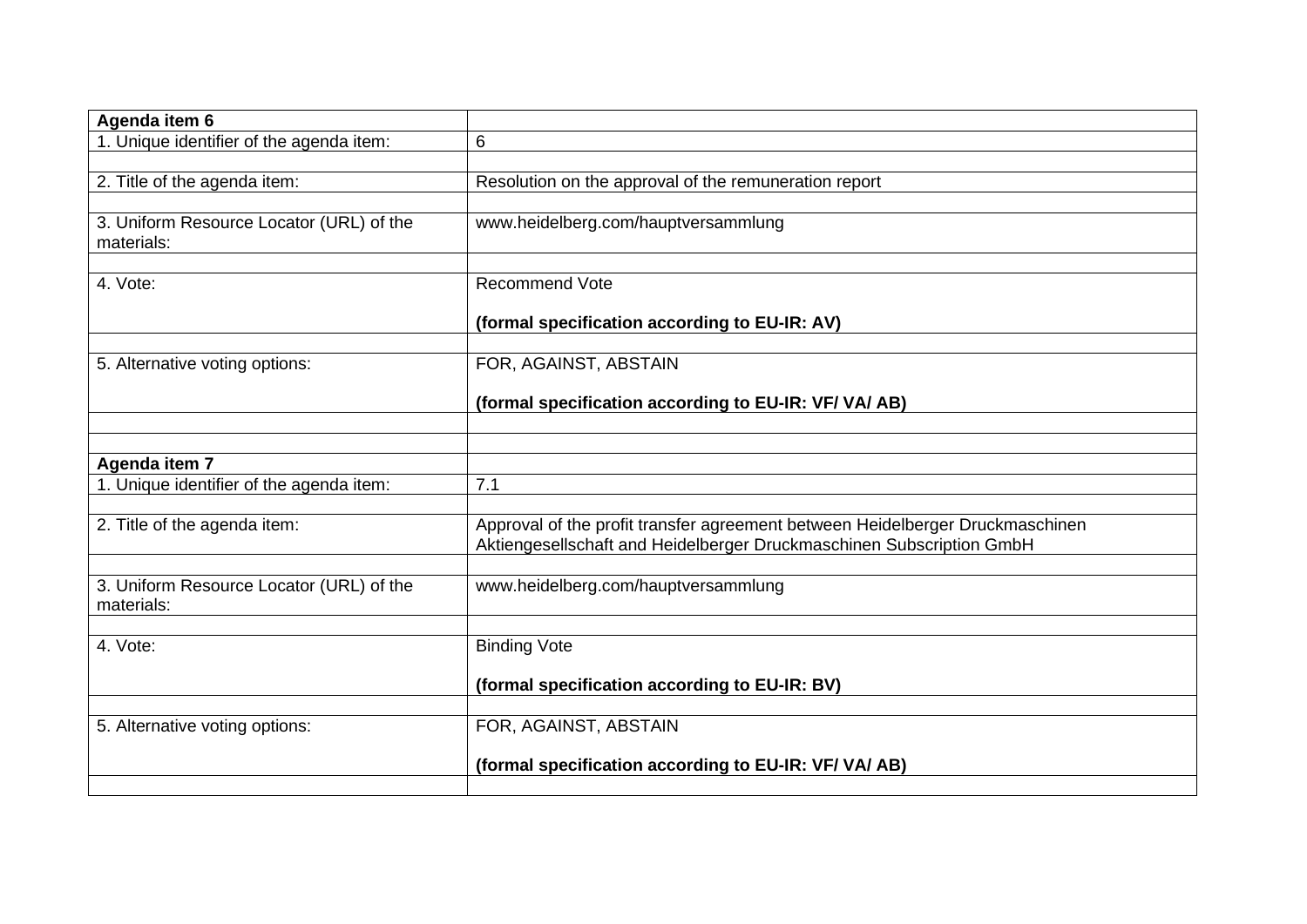| **Agenda item 6** | |
|---|---|
| 1. Unique identifier of the agenda item: | 6 |
| | |
| 2. Title of the agenda item: | Resolution on the approval of the remuneration report |
| | |
| 3. Uniform Resource Locator (URL) of the materials: | www.heidelberg.com/hauptversammlung |
| | |
| 4. Vote: | Recommend Vote<br><br>**(formal specification according to EU-IR: AV)** |
| | |
| 5. Alternative voting options: | FOR, AGAINST, ABSTAIN<br><br>**(formal specification according to EU-IR: VF/ VA/ AB)** |
| | |
| | |
| **Agenda item 7** | |
| 1. Unique identifier of the agenda item: | 7.1 |
| | |
| 2. Title of the agenda item: | Approval of the profit transfer agreement between Heidelberger Druckmaschinen Aktiengesellschaft and Heidelberger Druckmaschinen Subscription GmbH |
| | |
| 3. Uniform Resource Locator (URL) of the materials: | www.heidelberg.com/hauptversammlung |
| | |
| 4. Vote: | Binding Vote<br><br>**(formal specification according to EU-IR: BV)** |
| | |
| 5. Alternative voting options: | FOR, AGAINST, ABSTAIN<br><br>**(formal specification according to EU-IR: VF/ VA/ AB)** |
| | |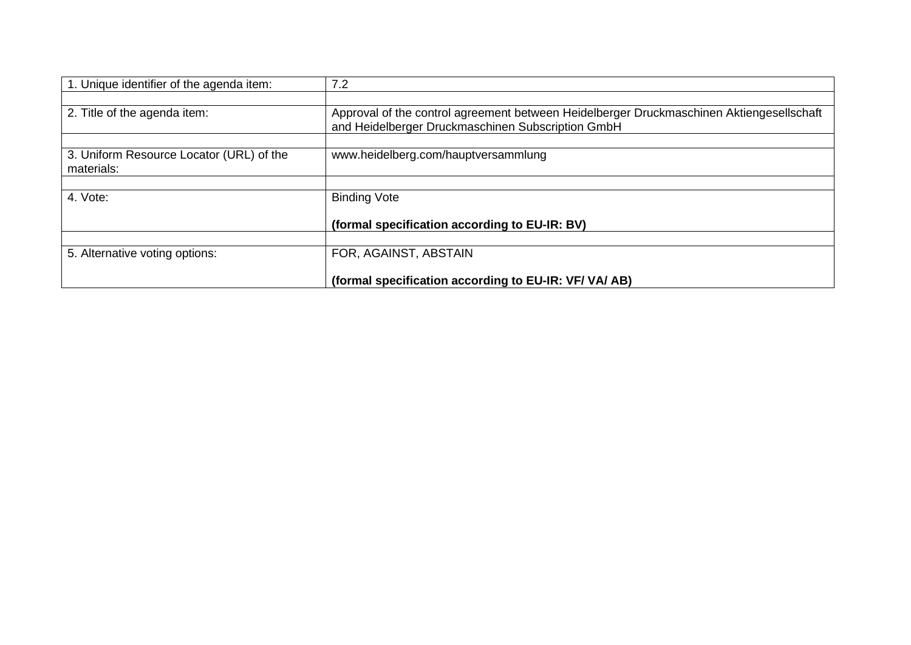| 1. Unique identifier of the agenda item: | 7.2 |
|---|---|
| | |
| 2. Title of the agenda item: | Approval of the control agreement between Heidelberger Druckmaschinen Aktiengesellschaft and Heidelberger Druckmaschinen Subscription GmbH |
| | |
| 3. Uniform Resource Locator (URL) of the materials: | www.heidelberg.com/hauptversammlung |
| | |
| 4. Vote: | Binding Vote<br><br>**(formal specification according to EU-IR: BV)** |
| | |
| 5. Alternative voting options: | FOR, AGAINST, ABSTAIN<br><br>**(formal specification according to EU-IR: VF/ VA/ AB)** |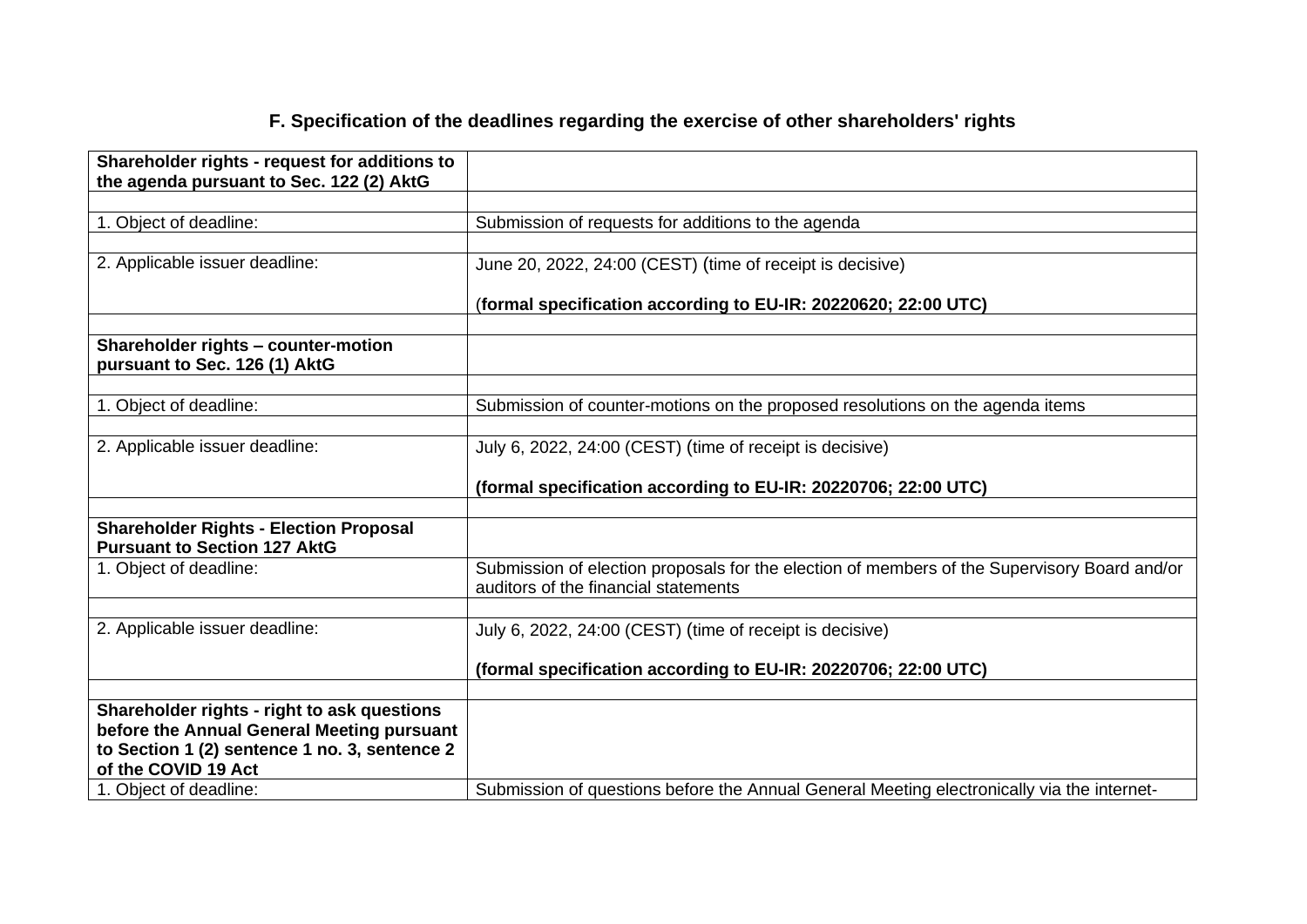## F. Specification of the deadlines regarding the exercise of other shareholders' rights

| **Shareholder rights - request for additions to the agenda pursuant to Sec. 122 (2) AktG** | |
|---|---|
| | |
| 1. Object of deadline: | Submission of requests for additions to the agenda |
| | |
| 2. Applicable issuer deadline: | June 20, 2022, 24:00 (CEST) (time of receipt is decisive)<br><br>(**formal specification according to EU-IR: 20220620; 22:00 UTC)** |
| | |
| **Shareholder rights – counter-motion pursuant to Sec. 126 (1) AktG** | |
| | |
| 1. Object of deadline: | Submission of counter-motions on the proposed resolutions on the agenda items |
| | |
| 2. Applicable issuer deadline: | July 6, 2022, 24:00 (CEST) (time of receipt is decisive)<br><br>**(formal specification according to EU-IR: 20220706; 22:00 UTC)** |
| | |
| **Shareholder Rights - Election Proposal Pursuant to Section 127 AktG** | |
| 1. Object of deadline: | Submission of election proposals for the election of members of the Supervisory Board and/or auditors of the financial statements |
| | |
| 2. Applicable issuer deadline: | July 6, 2022, 24:00 (CEST) (time of receipt is decisive)<br><br>**(formal specification according to EU-IR: 20220706; 22:00 UTC)** |
| | |
| **Shareholder rights - right to ask questions before the Annual General Meeting pursuant to Section 1 (2) sentence 1 no. 3, sentence 2 of the COVID 19 Act** | |
| 1. Object of deadline: | Submission of questions before the Annual General Meeting electronically via the internet- |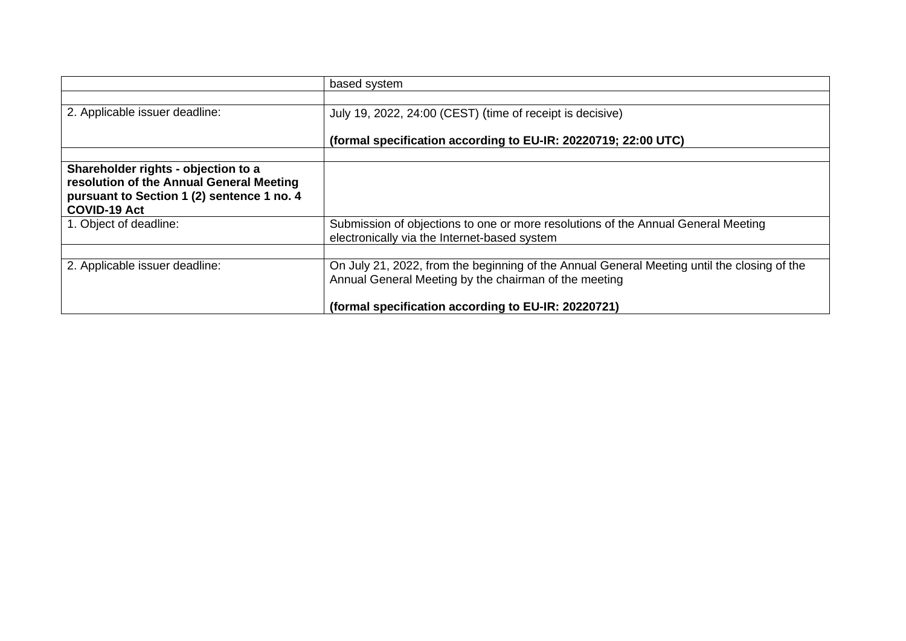| | |
|---|---|
| | based system |
| | |
| 2. Applicable issuer deadline: | July 19, 2022, 24:00 (CEST) (time of receipt is decisive)<br><br>**(formal specification according to EU-IR: 20220719; 22:00 UTC)** |
| | |
| **Shareholder rights - objection to a resolution of the Annual General Meeting pursuant to Section 1 (2) sentence 1 no. 4 COVID-19 Act** | |
| 1. Object of deadline: | Submission of objections to one or more resolutions of the Annual General Meeting electronically via the Internet-based system |
| | |
| 2. Applicable issuer deadline: | On July 21, 2022, from the beginning of the Annual General Meeting until the closing of the Annual General Meeting by the chairman of the meeting<br><br>**(formal specification according to EU-IR: 20220721)** |